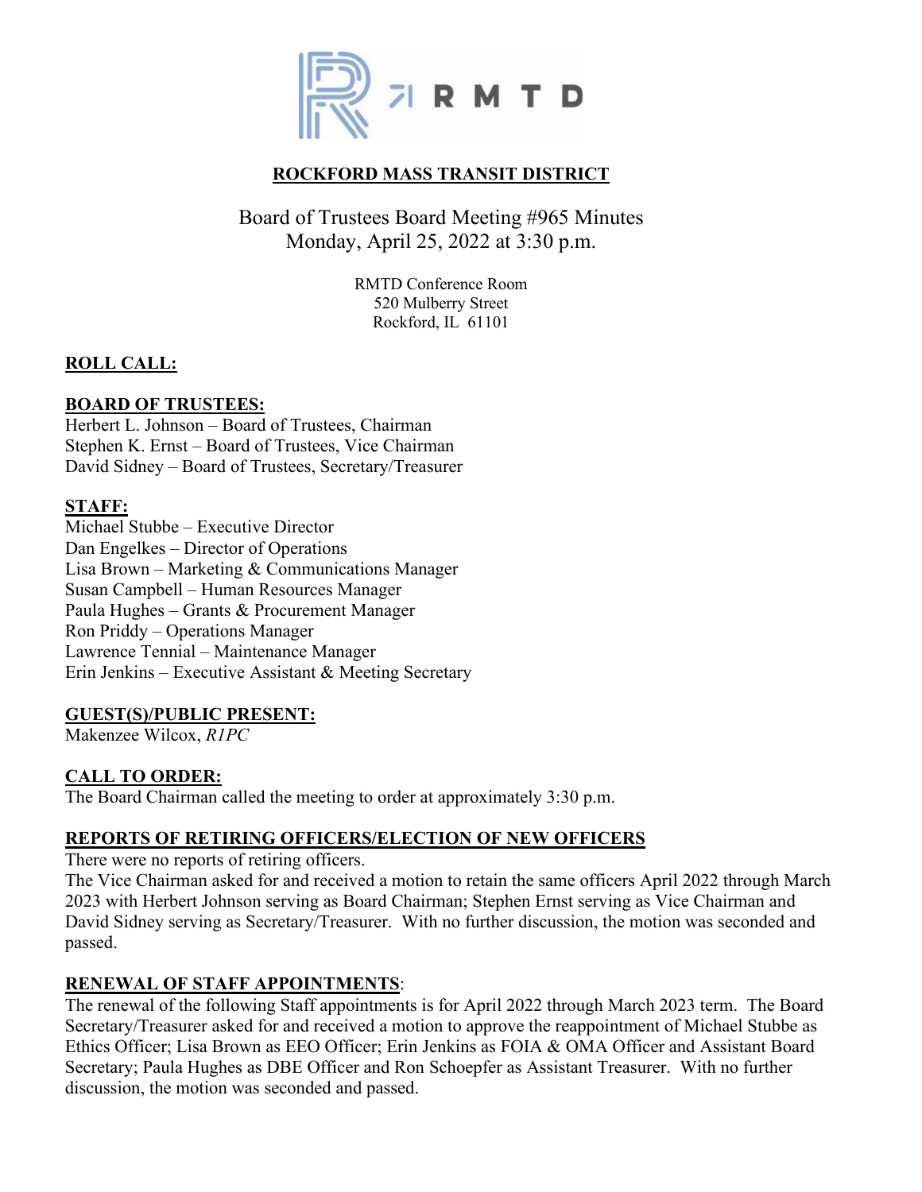RMTD

# ROCKFORD MASS TRANSIT DISTRICT

## Board of Trustees Board Meeting #965 Minutes
## Monday, April 25, 2022 at 3:30 p.m.

RMTD Conference Room
520 Mulberry Street
Rockford, IL 61101

**ROLL CALL:**

**BOARD OF TRUSTEES:**
Herbert L. Johnson – Board of Trustees, Chairman
Stephen K. Ernst – Board of Trustees, Vice Chairman
David Sidney – Board of Trustees, Secretary/Treasurer

**STAFF:**
Michael Stubbe – Executive Director
Dan Engelkes – Director of Operations
Lisa Brown – Marketing & Communications Manager
Susan Campbell – Human Resources Manager
Paula Hughes – Grants & Procurement Manager
Ron Priddy – Operations Manager
Lawrence Tennial – Maintenance Manager
Erin Jenkins – Executive Assistant & Meeting Secretary

**GUEST(S)/PUBLIC PRESENT:**
Makenzee Wilcox, *R1PC*

**CALL TO ORDER:**
The Board Chairman called the meeting to order at approximately 3:30 p.m.

**REPORTS OF RETIRING OFFICERS/ELECTION OF NEW OFFICERS**
There were no reports of retiring officers.
The Vice Chairman asked for and received a motion to retain the same officers April 2022 through March 2023 with Herbert Johnson serving as Board Chairman; Stephen Ernst serving as Vice Chairman and David Sidney serving as Secretary/Treasurer. With no further discussion, the motion was seconded and passed.

**RENEWAL OF STAFF APPOINTMENTS**:
The renewal of the following Staff appointments is for April 2022 through March 2023 term. The Board Secretary/Treasurer asked for and received a motion to approve the reappointment of Michael Stubbe as Ethics Officer; Lisa Brown as EEO Officer; Erin Jenkins as FOIA & OMA Officer and Assistant Board Secretary; Paula Hughes as DBE Officer and Ron Schoepfer as Assistant Treasurer. With no further discussion, the motion was seconded and passed.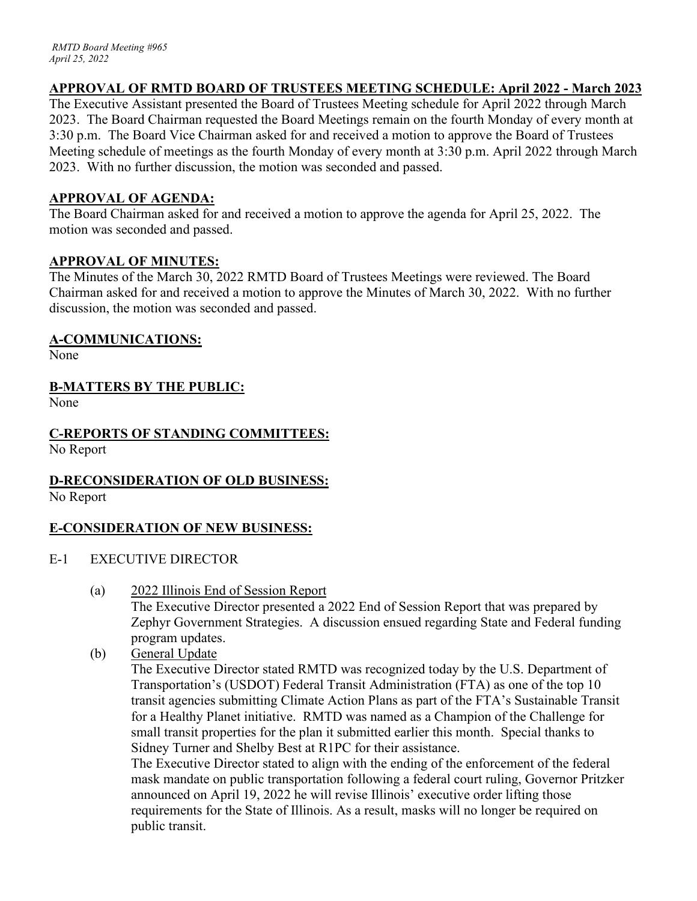## APPROVAL OF RMTD BOARD OF TRUSTEES MEETING SCHEDULE: April 2022 - March 2023

The Executive Assistant presented the Board of Trustees Meeting schedule for April 2022 through March 2023. The Board Chairman requested the Board Meetings remain on the fourth Monday of every month at 3:30 p.m. The Board Vice Chairman asked for and received a motion to approve the Board of Trustees Meeting schedule of meetings as the fourth Monday of every month at 3:30 p.m. April 2022 through March 2023. With no further discussion, the motion was seconded and passed.

## APPROVAL OF AGENDA:

The Board Chairman asked for and received a motion to approve the agenda for April 25, 2022. The motion was seconded and passed.

## APPROVAL OF MINUTES:

The Minutes of the March 30, 2022 RMTD Board of Trustees Meetings were reviewed. The Board Chairman asked for and received a motion to approve the Minutes of March 30, 2022. With no further discussion, the motion was seconded and passed.

## A-COMMUNICATIONS:

None

## B-MATTERS BY THE PUBLIC:

None

## C-REPORTS OF STANDING COMMITTEES:

No Report

## D-RECONSIDERATION OF OLD BUSINESS:

No Report

## E-CONSIDERATION OF NEW BUSINESS:

E-1 EXECUTIVE DIRECTOR

(a) 2022 Illinois End of Session Report

The Executive Director presented a 2022 End of Session Report that was prepared by Zephyr Government Strategies. A discussion ensued regarding State and Federal funding program updates.

(b) General Update

The Executive Director stated RMTD was recognized today by the U.S. Department of Transportation's (USDOT) Federal Transit Administration (FTA) as one of the top 10 transit agencies submitting Climate Action Plans as part of the FTA's Sustainable Transit for a Healthy Planet initiative. RMTD was named as a Champion of the Challenge for small transit properties for the plan it submitted earlier this month. Special thanks to Sidney Turner and Shelby Best at R1PC for their assistance.

The Executive Director stated to align with the ending of the enforcement of the federal mask mandate on public transportation following a federal court ruling, Governor Pritzker announced on April 19, 2022 he will revise Illinois' executive order lifting those requirements for the State of Illinois. As a result, masks will no longer be required on public transit.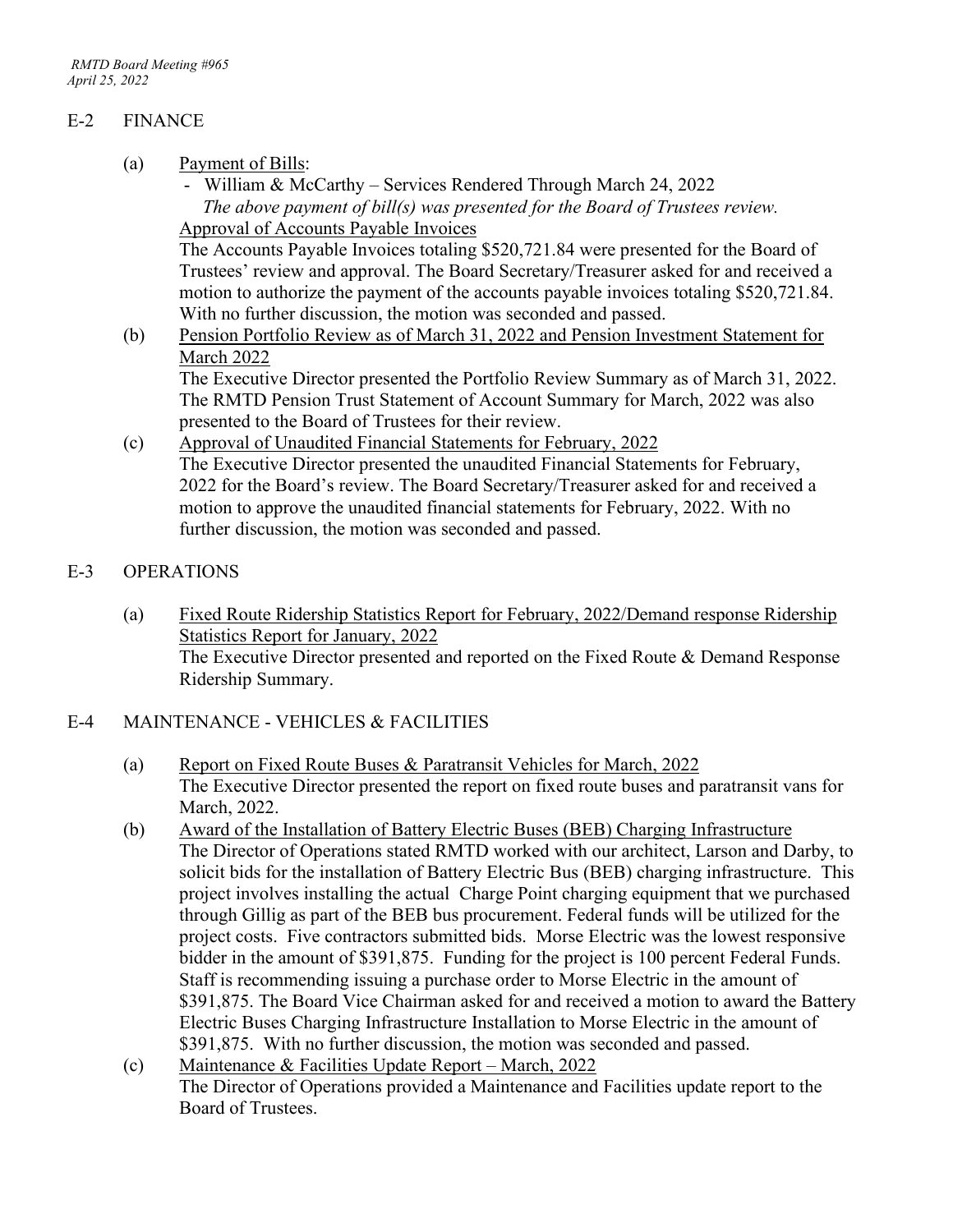## E-2 FINANCE

(a) Payment of Bills:

- William & McCarthy – Services Rendered Through March 24, 2022

*The above payment of bill(s) was presented for the Board of Trustees review.*

Approval of Accounts Payable Invoices

The Accounts Payable Invoices totaling $520,721.84 were presented for the Board of Trustees' review and approval. The Board Secretary/Treasurer asked for and received a motion to authorize the payment of the accounts payable invoices totaling $520,721.84. With no further discussion, the motion was seconded and passed.

(b) Pension Portfolio Review as of March 31, 2022 and Pension Investment Statement for March 2022

The Executive Director presented the Portfolio Review Summary as of March 31, 2022. The RMTD Pension Trust Statement of Account Summary for March, 2022 was also presented to the Board of Trustees for their review.

(c) Approval of Unaudited Financial Statements for February, 2022

The Executive Director presented the unaudited Financial Statements for February, 2022 for the Board's review. The Board Secretary/Treasurer asked for and received a motion to approve the unaudited financial statements for February, 2022. With no further discussion, the motion was seconded and passed.

## E-3 OPERATIONS

(a) Fixed Route Ridership Statistics Report for February, 2022/Demand response Ridership Statistics Report for January, 2022

The Executive Director presented and reported on the Fixed Route & Demand Response Ridership Summary.

## E-4 MAINTENANCE - VEHICLES & FACILITIES

(a) Report on Fixed Route Buses & Paratransit Vehicles for March, 2022

The Executive Director presented the report on fixed route buses and paratransit vans for March, 2022.

(b) Award of the Installation of Battery Electric Buses (BEB) Charging Infrastructure

The Director of Operations stated RMTD worked with our architect, Larson and Darby, to solicit bids for the installation of Battery Electric Bus (BEB) charging infrastructure. This project involves installing the actual Charge Point charging equipment that we purchased through Gillig as part of the BEB bus procurement. Federal funds will be utilized for the project costs. Five contractors submitted bids. Morse Electric was the lowest responsive bidder in the amount of $391,875. Funding for the project is 100 percent Federal Funds. Staff is recommending issuing a purchase order to Morse Electric in the amount of $391,875. The Board Vice Chairman asked for and received a motion to award the Battery Electric Buses Charging Infrastructure Installation to Morse Electric in the amount of $391,875. With no further discussion, the motion was seconded and passed.

(c) Maintenance & Facilities Update Report – March, 2022

The Director of Operations provided a Maintenance and Facilities update report to the Board of Trustees.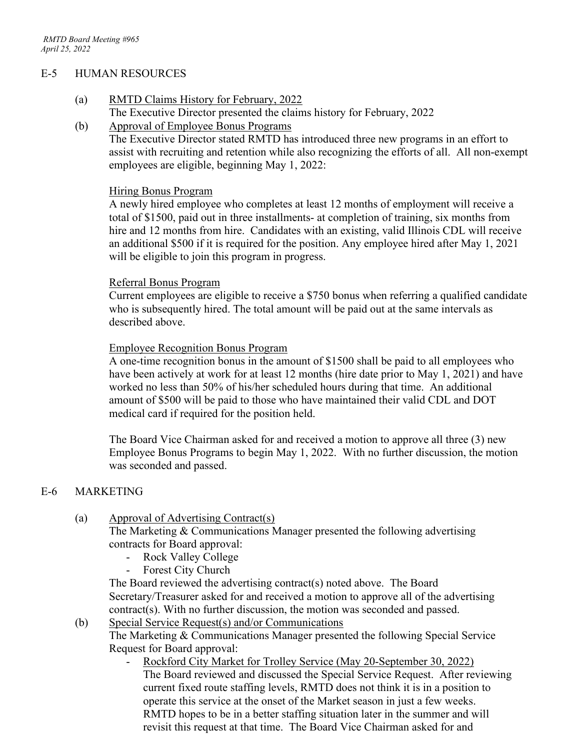## E-5 HUMAN RESOURCES

(a) RMTD Claims History for February, 2022

The Executive Director presented the claims history for February, 2022

(b) Approval of Employee Bonus Programs

The Executive Director stated RMTD has introduced three new programs in an effort to assist with recruiting and retention while also recognizing the efforts of all. All non-exempt employees are eligible, beginning May 1, 2022:

Hiring Bonus Program

A newly hired employee who completes at least 12 months of employment will receive a total of $1500, paid out in three installments- at completion of training, six months from hire and 12 months from hire. Candidates with an existing, valid Illinois CDL will receive an additional $500 if it is required for the position. Any employee hired after May 1, 2021 will be eligible to join this program in progress.

Referral Bonus Program

Current employees are eligible to receive a $750 bonus when referring a qualified candidate who is subsequently hired. The total amount will be paid out at the same intervals as described above.

Employee Recognition Bonus Program

A one-time recognition bonus in the amount of $1500 shall be paid to all employees who have been actively at work for at least 12 months (hire date prior to May 1, 2021) and have worked no less than 50% of his/her scheduled hours during that time. An additional amount of $500 will be paid to those who have maintained their valid CDL and DOT medical card if required for the position held.

The Board Vice Chairman asked for and received a motion to approve all three (3) new Employee Bonus Programs to begin May 1, 2022. With no further discussion, the motion was seconded and passed.

## E-6 MARKETING

(a) Approval of Advertising Contract(s)

The Marketing & Communications Manager presented the following advertising contracts for Board approval:

- Rock Valley College
- Forest City Church

The Board reviewed the advertising contract(s) noted above. The Board Secretary/Treasurer asked for and received a motion to approve all of the advertising contract(s). With no further discussion, the motion was seconded and passed.

(b) Special Service Request(s) and/or Communications

The Marketing & Communications Manager presented the following Special Service Request for Board approval:

- Rockford City Market for Trolley Service (May 20-September 30, 2022)

  The Board reviewed and discussed the Special Service Request. After reviewing current fixed route staffing levels, RMTD does not think it is in a position to operate this service at the onset of the Market season in just a few weeks. RMTD hopes to be in a better staffing situation later in the summer and will revisit this request at that time. The Board Vice Chairman asked for and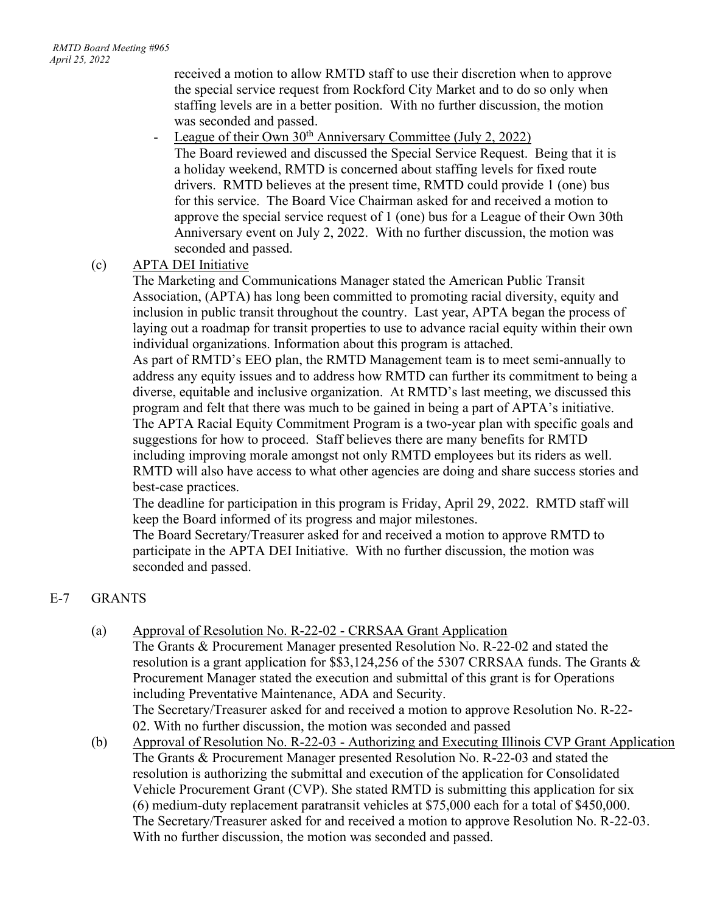received a motion to allow RMTD staff to use their discretion when to approve the special service request from Rockford City Market and to do so only when staffing levels are in a better position. With no further discussion, the motion was seconded and passed.

- League of their Own 30th Anniversary Committee (July 2, 2022)
  The Board reviewed and discussed the Special Service Request. Being that it is a holiday weekend, RMTD is concerned about staffing levels for fixed route drivers. RMTD believes at the present time, RMTD could provide 1 (one) bus for this service. The Board Vice Chairman asked for and received a motion to approve the special service request of 1 (one) bus for a League of their Own 30th Anniversary event on July 2, 2022. With no further discussion, the motion was seconded and passed.

(c) APTA DEI Initiative

The Marketing and Communications Manager stated the American Public Transit Association, (APTA) has long been committed to promoting racial diversity, equity and inclusion in public transit throughout the country. Last year, APTA began the process of laying out a roadmap for transit properties to use to advance racial equity within their own individual organizations. Information about this program is attached.

As part of RMTD's EEO plan, the RMTD Management team is to meet semi-annually to address any equity issues and to address how RMTD can further its commitment to being a diverse, equitable and inclusive organization. At RMTD's last meeting, we discussed this program and felt that there was much to be gained in being a part of APTA's initiative. The APTA Racial Equity Commitment Program is a two-year plan with specific goals and suggestions for how to proceed. Staff believes there are many benefits for RMTD including improving morale amongst not only RMTD employees but its riders as well. RMTD will also have access to what other agencies are doing and share success stories and best-case practices.

The deadline for participation in this program is Friday, April 29, 2022. RMTD staff will keep the Board informed of its progress and major milestones.

The Board Secretary/Treasurer asked for and received a motion to approve RMTD to participate in the APTA DEI Initiative. With no further discussion, the motion was seconded and passed.

## E-7 GRANTS

(a) Approval of Resolution No. R-22-02 - CRRSAA Grant Application

The Grants & Procurement Manager presented Resolution No. R-22-02 and stated the resolution is a grant application for $$3,124,256 of the 5307 CRRSAA funds. The Grants & Procurement Manager stated the execution and submittal of this grant is for Operations including Preventative Maintenance, ADA and Security.

The Secretary/Treasurer asked for and received a motion to approve Resolution No. R-22-02. With no further discussion, the motion was seconded and passed

(b) Approval of Resolution No. R-22-03 - Authorizing and Executing Illinois CVP Grant Application

The Grants & Procurement Manager presented Resolution No. R-22-03 and stated the resolution is authorizing the submittal and execution of the application for Consolidated Vehicle Procurement Grant (CVP). She stated RMTD is submitting this application for six (6) medium-duty replacement paratransit vehicles at $75,000 each for a total of $450,000.

The Secretary/Treasurer asked for and received a motion to approve Resolution No. R-22-03. With no further discussion, the motion was seconded and passed.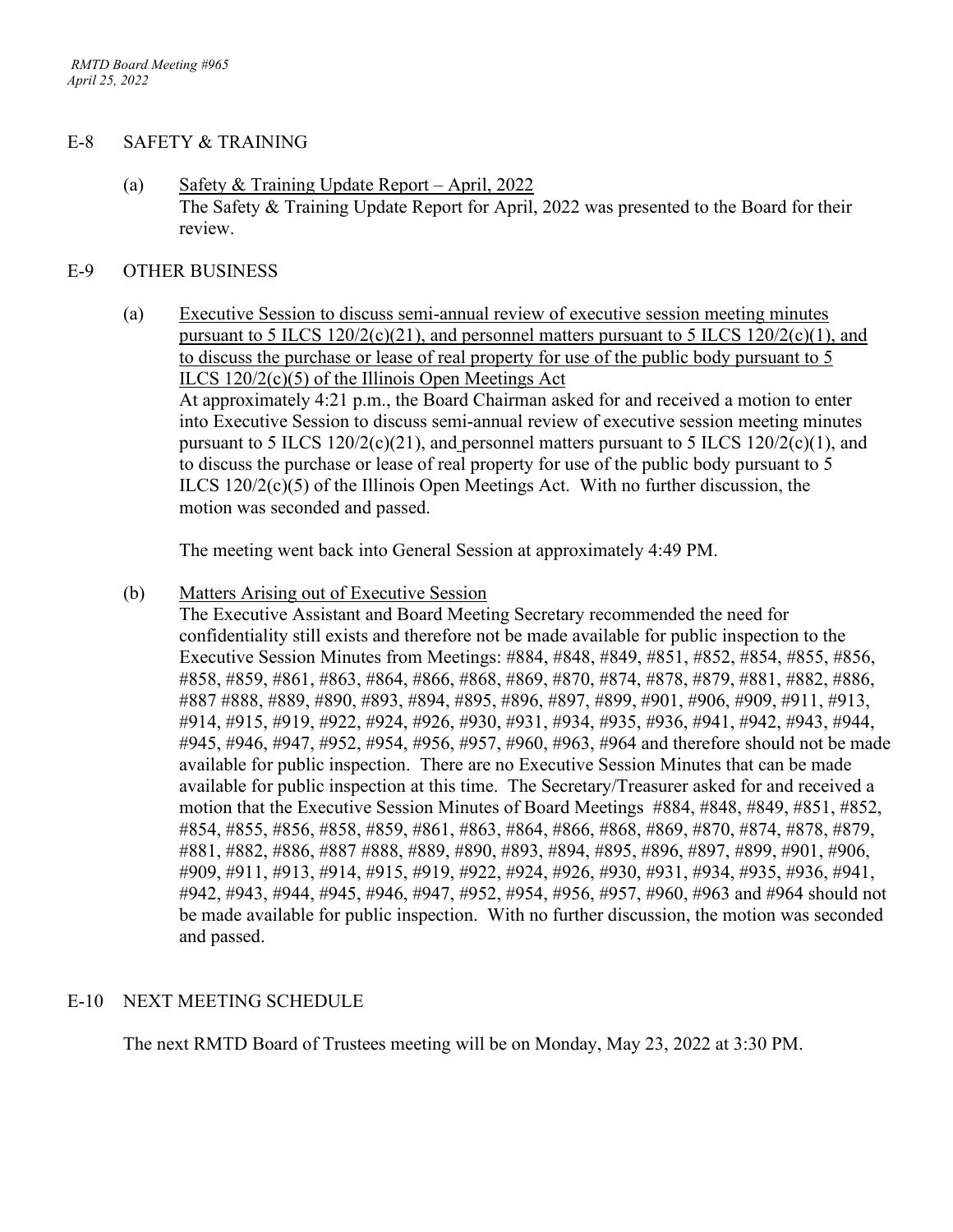## E-8 SAFETY & TRAINING

(a) Safety & Training Update Report – April, 2022

The Safety & Training Update Report for April, 2022 was presented to the Board for their review.

## E-9 OTHER BUSINESS

(a) Executive Session to discuss semi-annual review of executive session meeting minutes pursuant to 5 ILCS 120/2(c)(21), and personnel matters pursuant to 5 ILCS 120/2(c)(1), and to discuss the purchase or lease of real property for use of the public body pursuant to 5 ILCS 120/2(c)(5) of the Illinois Open Meetings Act

At approximately 4:21 p.m., the Board Chairman asked for and received a motion to enter into Executive Session to discuss semi-annual review of executive session meeting minutes pursuant to 5 ILCS 120/2(c)(21), and personnel matters pursuant to 5 ILCS 120/2(c)(1), and to discuss the purchase or lease of real property for use of the public body pursuant to 5 ILCS 120/2(c)(5) of the Illinois Open Meetings Act. With no further discussion, the motion was seconded and passed.

The meeting went back into General Session at approximately 4:49 PM.

(b) Matters Arising out of Executive Session

The Executive Assistant and Board Meeting Secretary recommended the need for confidentiality still exists and therefore not be made available for public inspection to the Executive Session Minutes from Meetings: #884, #848, #849, #851, #852, #854, #855, #856, #858, #859, #861, #863, #864, #866, #868, #869, #870, #874, #878, #879, #881, #882, #886, #887 #888, #889, #890, #893, #894, #895, #896, #897, #899, #901, #906, #909, #911, #913, #914, #915, #919, #922, #924, #926, #930, #931, #934, #935, #936, #941, #942, #943, #944, #945, #946, #947, #952, #954, #956, #957, #960, #963, #964 and therefore should not be made available for public inspection. There are no Executive Session Minutes that can be made available for public inspection at this time. The Secretary/Treasurer asked for and received a motion that the Executive Session Minutes of Board Meetings #884, #848, #849, #851, #852, #854, #855, #856, #858, #859, #861, #863, #864, #866, #868, #869, #870, #874, #878, #879, #881, #882, #886, #887 #888, #889, #890, #893, #894, #895, #896, #897, #899, #901, #906, #909, #911, #913, #914, #915, #919, #922, #924, #926, #930, #931, #934, #935, #936, #941, #942, #943, #944, #945, #946, #947, #952, #954, #956, #957, #960, #963 and #964 should not be made available for public inspection. With no further discussion, the motion was seconded and passed.

## E-10 NEXT MEETING SCHEDULE

The next RMTD Board of Trustees meeting will be on Monday, May 23, 2022 at 3:30 PM.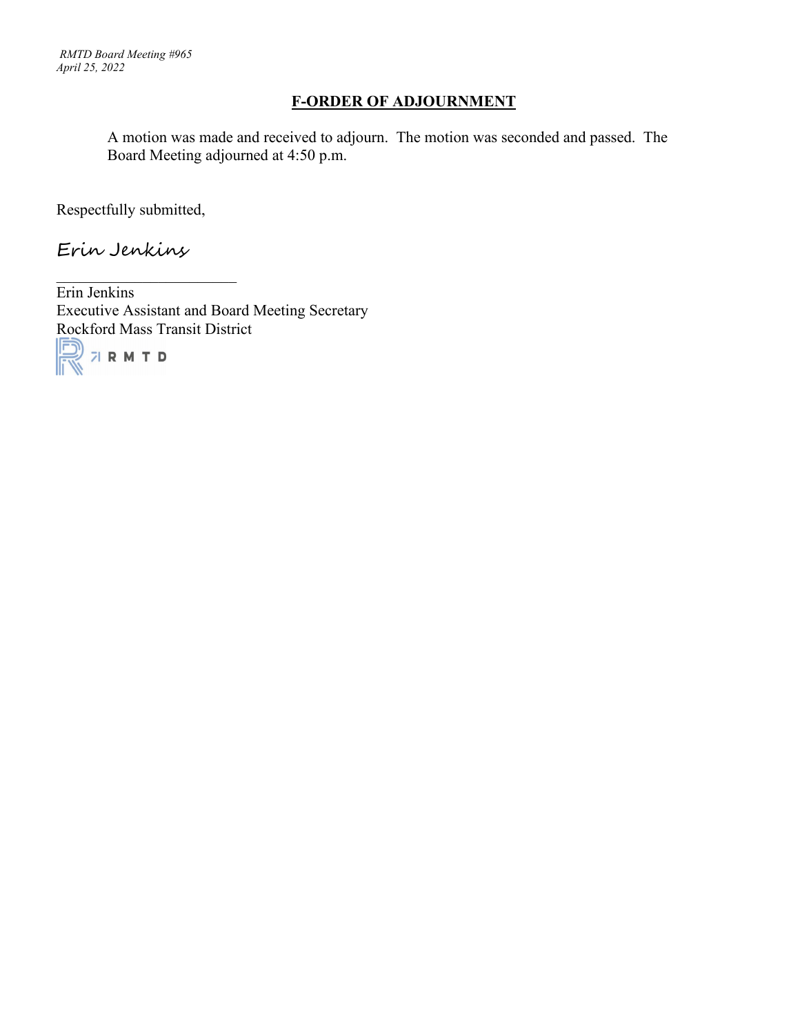## F-ORDER OF ADJOURNMENT

A motion was made and received to adjourn. The motion was seconded and passed. The Board Meeting adjourned at 4:50 p.m.

Respectfully submitted,

Erin Jenkins

\_\_\_\_\_\_\_\_\_\_\_\_\_\_\_\_\_\_\_\_\_\_\_\_

Erin Jenkins
Executive Assistant and Board Meeting Secretary
Rockford Mass Transit District

RMTD